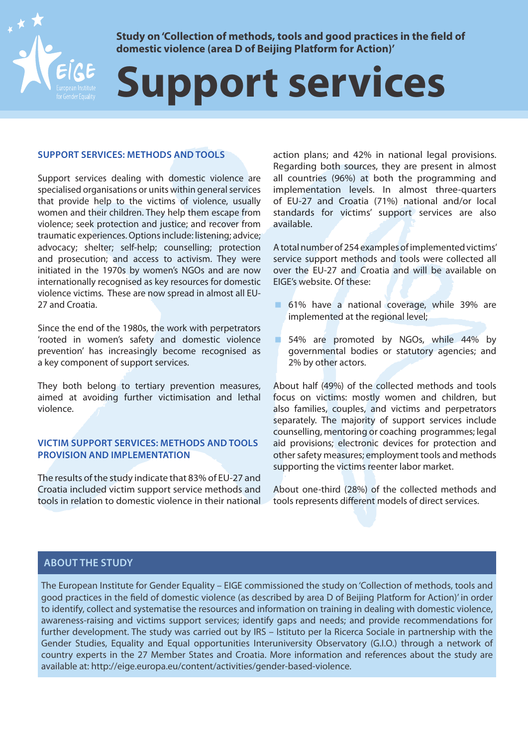Study on 'Collection of methods, tools and good practices in the field of domestic violence (area D of Beijing Platform for Action)'

# Support services

## SUPPORT SERVICES: METHODS AND TOOLS

Support services dealing with domestic violence are specialised organisations or units within general services that provide help to the victims of violence, usually women and their children. They help them escape from violence; seek protection and justice; and recover from traumatic experiences. Options include: listening; advice; advocacy; shelter; self-help; counselling; protection and prosecution; and access to activism. They were initiated in the 1970s by women's NGOs and are now internationally recognised as key resources for domestic violence victims. These are now spread in almost all EU-27 and Croatia.

Since the end of the 1980s, the work with perpetrators 'rooted in women's safety and domestic violence prevention' has increasingly become recognised as a key component of support services.

They both belong to tertiary prevention measures, aimed at avoiding further victimisation and lethal violence.

## VICTIM SUPPORT SERVICES: METHODS AND TOOLS PROVISION AND IMPLEMENTATION

The results of the study indicate that 83% of EU-27 and Croatia included victim support service methods and tools in relation to domestic violence in their national action plans; and 42% in national legal provisions. Regarding both sources, they are present in almost all countries (96%) at both the programming and implementation levels. In almost three-quarters of EU-27 and Croatia (71%) national and/or local standards for victims' support services are also available.

A total number of 254 examples of implemented victims' service support methods and tools were collected all over the EU-27 and Croatia and will be available on EIGE's website. Of these:

- 61% have a national coverage, while 39% are implemented at the regional level;
- 54% are promoted by NGOs, while 44% by governmental bodies or statutory agencies; and 2% by other actors.

About half (49%) of the collected methods and tools focus on victims: mostly women and children, but also families, couples, and victims and perpetrators separately. The majority of support services include counselling, mentoring or coaching programmes; legal aid provisions; electronic devices for protection and other safety measures; employment tools and methods supporting the victims reenter labor market.

About one-third (28%) of the collected methods and tools represents different models of direct services.

## ABOUT THE STUDY

The European Institute for Gender Equality – EIGE commissioned the study on 'Collection of methods, tools and good practices in the field of domestic violence (as described by area D of Beijing Platform for Action)' in order to identify, collect and systematise the resources and information on training in dealing with domestic violence, awareness-raising and victims support services; identify gaps and needs; and provide recommendations for further development. The study was carried out by IRS – Istituto per la Ricerca Sociale in partnership with the Gender Studies, Equality and Equal opportunities Interuniversity Observatory (G.I.O.) through a network of country experts in the 27 Member States and Croatia. More information and references about the study are available at: http://eige.europa.eu/content/activities/gender-based-violence.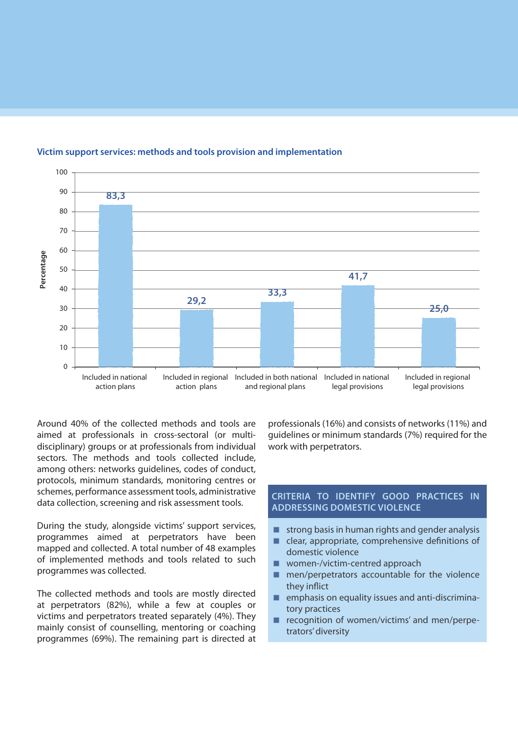**Victim support services: methods and tools provision and implementation**

Percentage

100
90
80
70
60
50
40
30
20
10
0

83,3
29,2
33,3
41,7
25,0

Included in national action plans
Included in regional action plans
Included in both national and regional plans
Included in national legal provisions
Included in regional legal provisions

Around 40% of the collected methods and tools are aimed at professionals in cross-sectoral (or multi-disciplinary) groups or at professionals from individual sectors. The methods and tools collected include, among others: networks guidelines, codes of conduct, protocols, minimum standards, monitoring centres or schemes, performance assessment tools, administrative data collection, screening and risk assessment tools.

During the study, alongside victims' support services, programmes aimed at perpetrators have been mapped and collected. A total number of 48 examples of implemented methods and tools related to such programmes was collected.

The collected methods and tools are mostly directed at perpetrators (82%), while a few at couples or victims and perpetrators treated separately (4%). They mainly consist of counselling, mentoring or coaching programmes (69%). The remaining part is directed at professionals (16%) and consists of networks (11%) and guidelines or minimum standards (7%) required for the work with perpetrators.

## CRITERIA TO IDENTIFY GOOD PRACTICES IN ADDRESSING DOMESTIC VIOLENCE

- strong basis in human rights and gender analysis
- clear, appropriate, comprehensive definitions of domestic violence
- women-/victim-centred approach
- men/perpetrators accountable for the violence they inflict
- emphasis on equality issues and anti-discriminatory practices
- recognition of women/victims' and men/perpetrators' diversity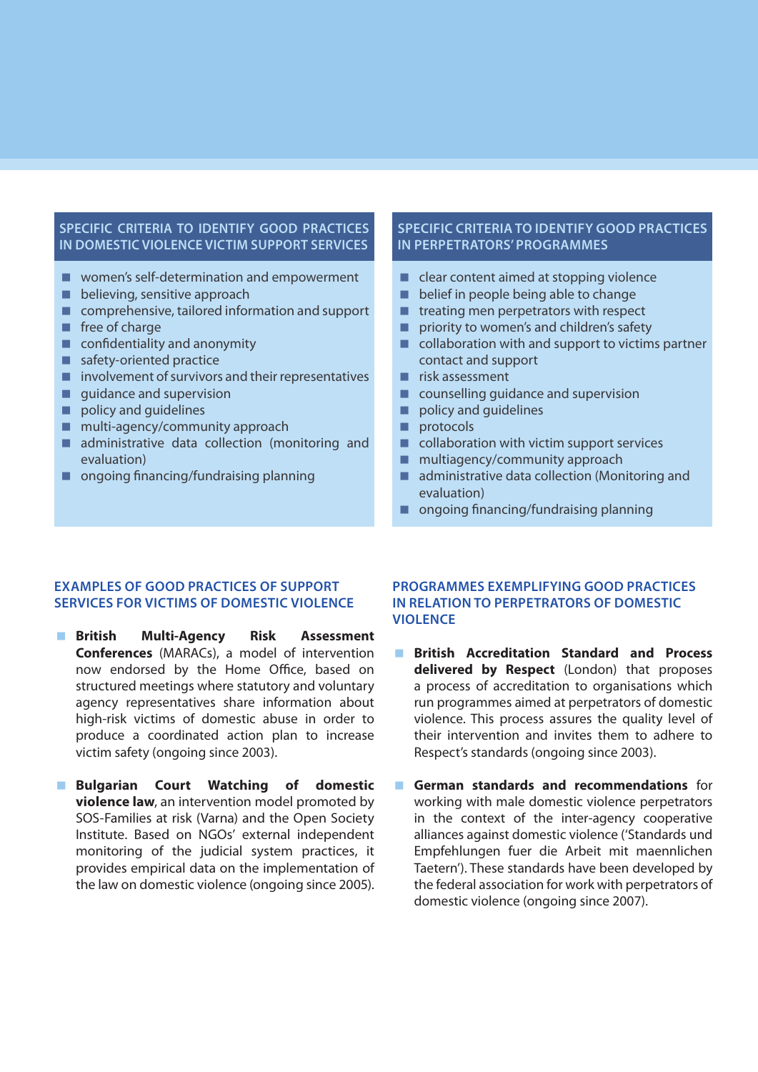## SPECIFIC CRITERIA TO IDENTIFY GOOD PRACTICES IN DOMESTIC VIOLENCE VICTIM SUPPORT SERVICES

- women's self-determination and empowerment
- believing, sensitive approach
- comprehensive, tailored information and support
- free of charge
- confidentiality and anonymity
- safety-oriented practice
- involvement of survivors and their representatives
- guidance and supervision
- policy and guidelines
- multi-agency/community approach
- administrative data collection (monitoring and evaluation)
- ongoing financing/fundraising planning

## SPECIFIC CRITERIA TO IDENTIFY GOOD PRACTICES IN PERPETRATORS' PROGRAMMES

- clear content aimed at stopping violence
- belief in people being able to change
- treating men perpetrators with respect
- priority to women's and children's safety
- collaboration with and support to victims partner contact and support
- risk assessment
- counselling guidance and supervision
- policy and guidelines
- protocols
- collaboration with victim support services
- multiagency/community approach
- administrative data collection (Monitoring and evaluation)
- ongoing financing/fundraising planning

## EXAMPLES OF GOOD PRACTICES OF SUPPORT SERVICES FOR VICTIMS OF DOMESTIC VIOLENCE

- **British Multi-Agency Risk Assessment Conferences** (MARACs), a model of intervention now endorsed by the Home Office, based on structured meetings where statutory and voluntary agency representatives share information about high-risk victims of domestic abuse in order to produce a coordinated action plan to increase victim safety (ongoing since 2003).

- **Bulgarian Court Watching of domestic violence law**, an intervention model promoted by SOS-Families at risk (Varna) and the Open Society Institute. Based on NGOs' external independent monitoring of the judicial system practices, it provides empirical data on the implementation of the law on domestic violence (ongoing since 2005).

## PROGRAMMES EXEMPLIFYING GOOD PRACTICES IN RELATION TO PERPETRATORS OF DOMESTIC VIOLENCE

- **British Accreditation Standard and Process delivered by Respect** (London) that proposes a process of accreditation to organisations which run programmes aimed at perpetrators of domestic violence. This process assures the quality level of their intervention and invites them to adhere to Respect's standards (ongoing since 2003).

- **German standards and recommendations** for working with male domestic violence perpetrators in the context of the inter-agency cooperative alliances against domestic violence ('Standards und Empfehlungen fuer die Arbeit mit maennlichen Taetern'). These standards have been developed by the federal association for work with perpetrators of domestic violence (ongoing since 2007).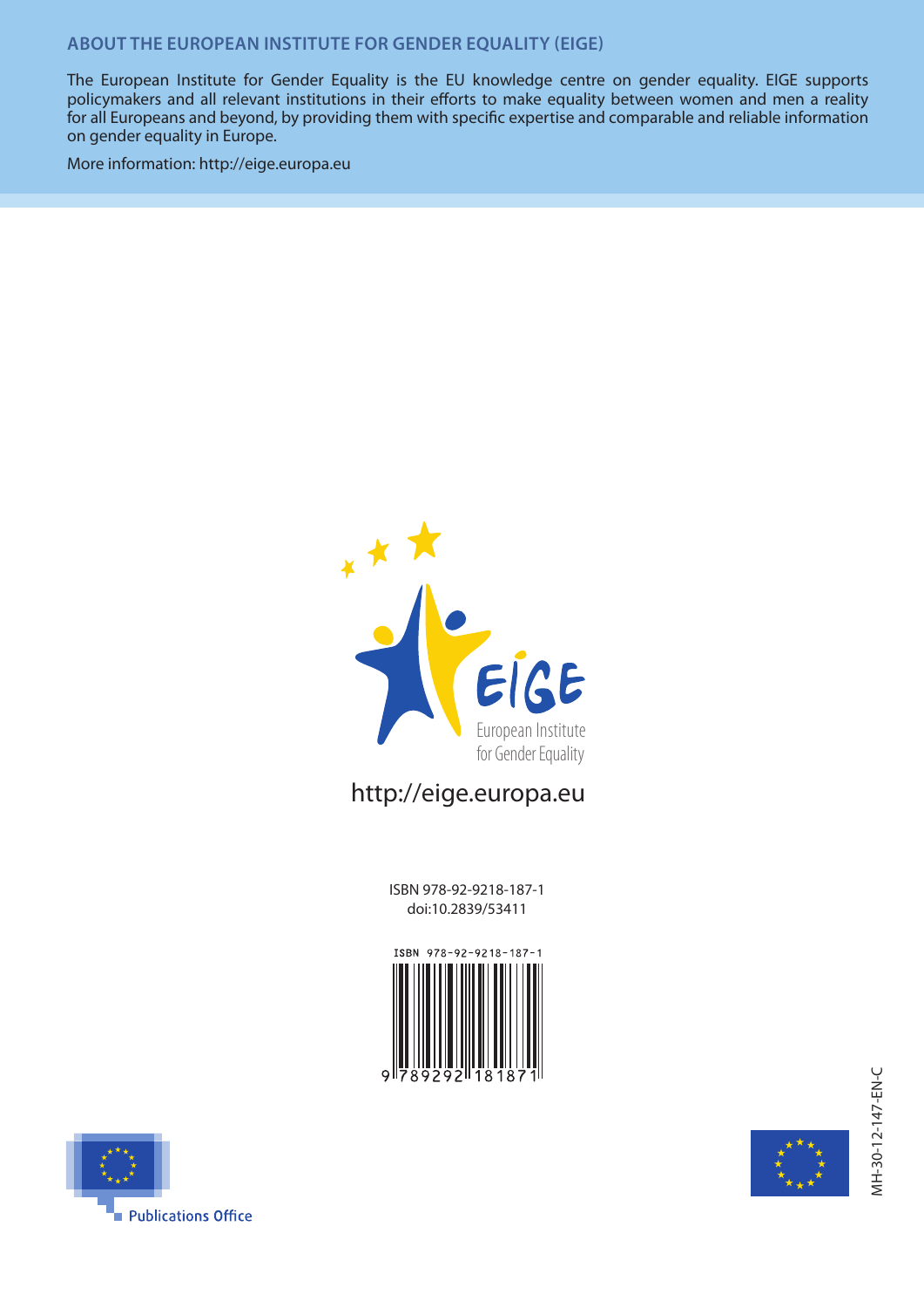## ABOUT THE EUROPEAN INSTITUTE FOR GENDER EQUALITY (EIGE)

The European Institute for Gender Equality is the EU knowledge centre on gender equality. EIGE supports policymakers and all relevant institutions in their efforts to make equality between women and men a reality for all Europeans and beyond, by providing them with specific expertise and comparable and reliable information on gender equality in Europe.

More information: http://eige.europa.eu

EIGE

European Institute for Gender Equality

http://eige.europa.eu

ISBN 978-92-9218-187-1
doi:10.2839/53411

ISBN 978-92-9218-187-1

9 789292 181871

Publications Office

MH-30-12-147-EN-C